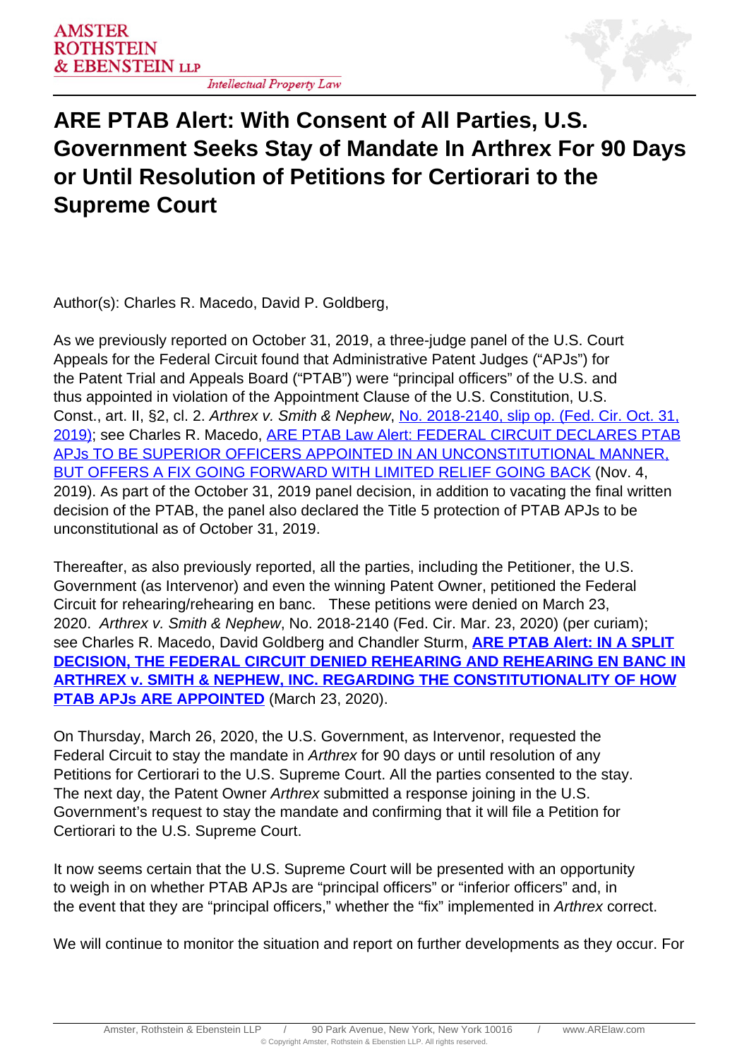# ARE PTAB Alert: With Consent of All Parties, U.S. Government Seeks Stay of Mandate In Arthrex For 90 Days or Until Resolution of Petitions for Certiorari to the Supreme Court

Author(s): Charles R. Macedo, David P. Goldberg,

As we previously reported on October 31, 2019, a three-judge panel of the U.S. Court Appeals for the Federal Circuit found that Administrative Patent Judges ("APJs") for the Patent Trial and Appeals Board ("PTAB") were "principal officers" of the U.S. and thus appointed in violation of the Appointment Clause of the U.S. Constitution, U.S. Const., art. II, §2, cl. 2. *Arthrex v. Smith & Nephew*, No. 2018-2140, slip op. (Fed. Cir. Oct. 31, 2019); see Charles R. Macedo, ARE PTAB Law Alert: FEDERAL CIRCUIT DECLARES PTAB APJs TO BE SUPERIOR OFFICERS APPOINTED IN AN UNCONSTITUTIONAL MANNER, BUT OFFERS A FIX GOING FORWARD WITH LIMITED RELIEF GOING BACK (Nov. 4, 2019). As part of the October 31, 2019 panel decision, in addition to vacating the final written decision of the PTAB, the panel also declared the Title 5 protection of PTAB APJs to be unconstitutional as of October 31, 2019.

Thereafter, as also previously reported, all the parties, including the Petitioner, the U.S. Government (as Intervenor) and even the winning Patent Owner, petitioned the Federal Circuit for rehearing/rehearing en banc. These petitions were denied on March 23, 2020. *Arthrex v. Smith & Nephew*, No. 2018-2140 (Fed. Cir. Mar. 23, 2020) (per curiam); see Charles R. Macedo, David Goldberg and Chandler Sturm, **ARE PTAB Alert: IN A SPLIT DECISION, THE FEDERAL CIRCUIT DENIED REHEARING AND REHEARING EN BANC IN ARTHREX v. SMITH & NEPHEW, INC. REGARDING THE CONSTITUTIONALITY OF HOW PTAB APJs ARE APPOINTED** (March 23, 2020).

On Thursday, March 26, 2020, the U.S. Government, as Intervenor, requested the Federal Circuit to stay the mandate in *Arthrex* for 90 days or until resolution of any Petitions for Certiorari to the U.S. Supreme Court. All the parties consented to the stay. The next day, the Patent Owner *Arthrex* submitted a response joining in the U.S. Government's request to stay the mandate and confirming that it will file a Petition for Certiorari to the U.S. Supreme Court.

It now seems certain that the U.S. Supreme Court will be presented with an opportunity to weigh in on whether PTAB APJs are "principal officers" or "inferior officers" and, in the event that they are "principal officers," whether the "fix" implemented in *Arthrex* correct.

We will continue to monitor the situation and report on further developments as they occur. For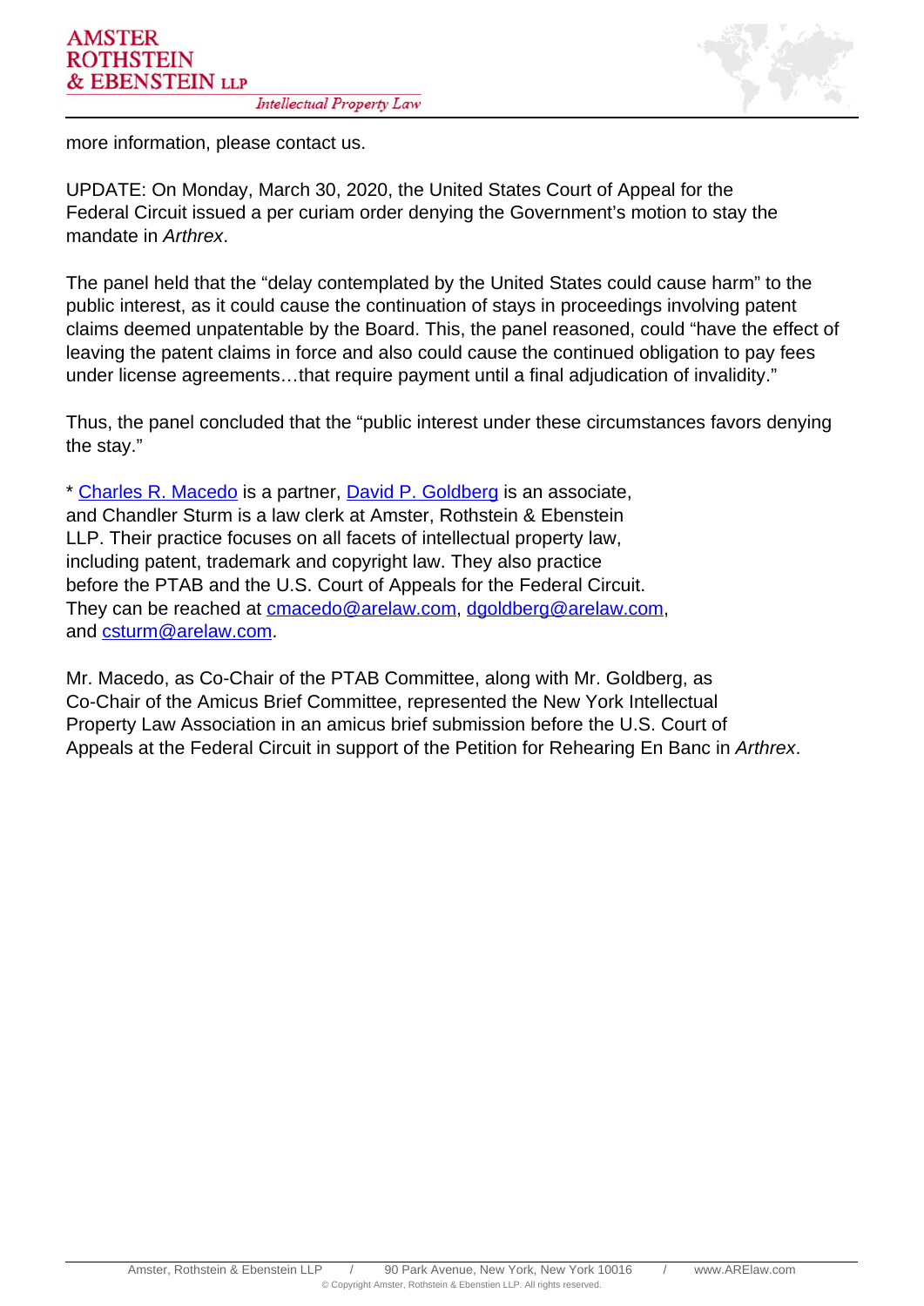more information, please contact us.

UPDATE: On Monday, March 30, 2020, the United States Court of Appeal for the Federal Circuit issued a per curiam order denying the Government's motion to stay the mandate in *Arthrex*.

The panel held that the "delay contemplated by the United States could cause harm" to the public interest, as it could cause the continuation of stays in proceedings involving patent claims deemed unpatentable by the Board. This, the panel reasoned, could "have the effect of leaving the patent claims in force and also could cause the continued obligation to pay fees under license agreements…that require payment until a final adjudication of invalidity."

Thus, the panel concluded that the "public interest under these circumstances favors denying the stay."

* Charles R. Macedo is a partner, David P. Goldberg is an associate, and Chandler Sturm is a law clerk at Amster, Rothstein & Ebenstein LLP. Their practice focuses on all facets of intellectual property law, including patent, trademark and copyright law. They also practice before the PTAB and the U.S. Court of Appeals for the Federal Circuit. They can be reached at cmacedo@arelaw.com, dgoldberg@arelaw.com, and csturm@arelaw.com.

Mr. Macedo, as Co-Chair of the PTAB Committee, along with Mr. Goldberg, as Co-Chair of the Amicus Brief Committee, represented the New York Intellectual Property Law Association in an amicus brief submission before the U.S. Court of Appeals at the Federal Circuit in support of the Petition for Rehearing En Banc in *Arthrex*.